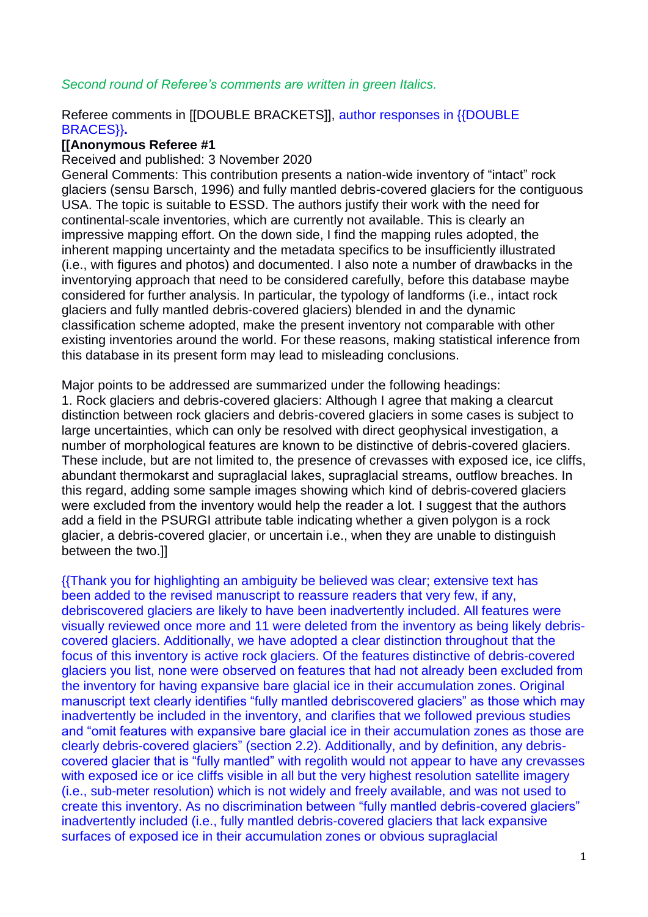*Second round of Referee's comments are written in green Italics.*

Referee comments in [[DOUBLE BRACKETS]], author responses in {{DOUBLE BRACES}}.

**[[Anonymous Referee #1**

Received and published: 3 November 2020

General Comments: This contribution presents a nation-wide inventory of "intact" rock glaciers (sensu Barsch, 1996) and fully mantled debris-covered glaciers for the contiguous USA. The topic is suitable to ESSD. The authors justify their work with the need for continental-scale inventories, which are currently not available. This is clearly an impressive mapping effort. On the down side, I find the mapping rules adopted, the inherent mapping uncertainty and the metadata specifics to be insufficiently illustrated (i.e., with figures and photos) and documented. I also note a number of drawbacks in the inventorying approach that need to be considered carefully, before this database maybe considered for further analysis. In particular, the typology of landforms (i.e., intact rock glaciers and fully mantled debris-covered glaciers) blended in and the dynamic classification scheme adopted, make the present inventory not comparable with other existing inventories around the world. For these reasons, making statistical inference from this database in its present form may lead to misleading conclusions.

Major points to be addressed are summarized under the following headings:

1. Rock glaciers and debris-covered glaciers: Although I agree that making a clearcut distinction between rock glaciers and debris-covered glaciers in some cases is subject to large uncertainties, which can only be resolved with direct geophysical investigation, a number of morphological features are known to be distinctive of debris-covered glaciers. These include, but are not limited to, the presence of crevasses with exposed ice, ice cliffs, abundant thermokarst and supraglacial lakes, supraglacial streams, outflow breaches. In this regard, adding some sample images showing which kind of debris-covered glaciers were excluded from the inventory would help the reader a lot. I suggest that the authors add a field in the PSURGI attribute table indicating whether a given polygon is a rock glacier, a debris-covered glacier, or uncertain i.e., when they are unable to distinguish between the two.]]

{{Thank you for highlighting an ambiguity be believed was clear; extensive text has been added to the revised manuscript to reassure readers that very few, if any, debriscovered glaciers are likely to have been inadvertently included. All features were visually reviewed once more and 11 were deleted from the inventory as being likely debris-covered glaciers. Additionally, we have adopted a clear distinction throughout that the focus of this inventory is active rock glaciers. Of the features distinctive of debris-covered glaciers you list, none were observed on features that had not already been excluded from the inventory for having expansive bare glacial ice in their accumulation zones. Original manuscript text clearly identifies "fully mantled debriscovered glaciers" as those which may inadvertently be included in the inventory, and clarifies that we followed previous studies and "omit features with expansive bare glacial ice in their accumulation zones as those are clearly debris-covered glaciers" (section 2.2). Additionally, and by definition, any debris-covered glacier that is "fully mantled" with regolith would not appear to have any crevasses with exposed ice or ice cliffs visible in all but the very highest resolution satellite imagery (i.e., sub-meter resolution) which is not widely and freely available, and was not used to create this inventory. As no discrimination between "fully mantled debris-covered glaciers" inadvertently included (i.e., fully mantled debris-covered glaciers that lack expansive surfaces of exposed ice in their accumulation zones or obvious supraglacial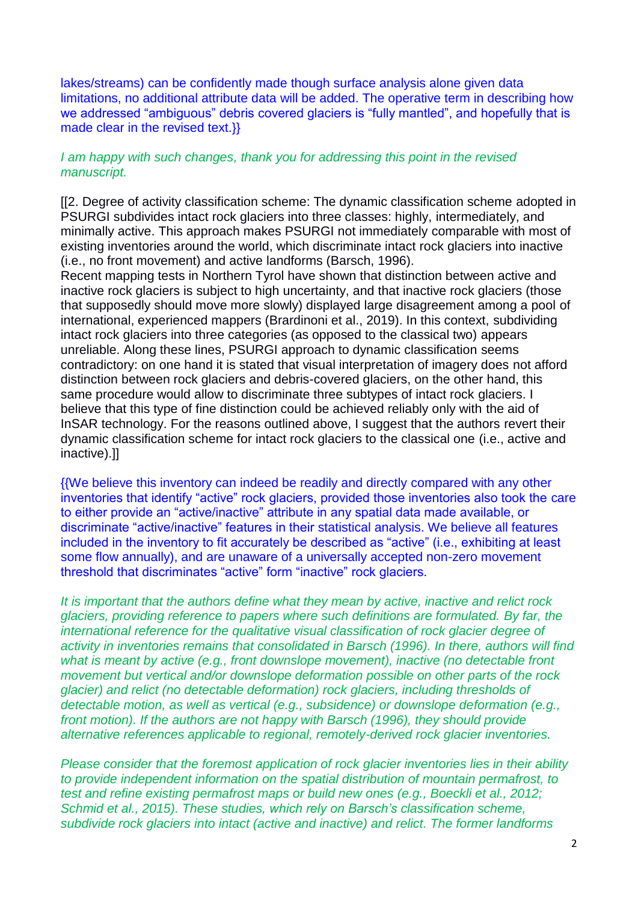lakes/streams) can be confidently made though surface analysis alone given data limitations, no additional attribute data will be added. The operative term in describing how we addressed "ambiguous" debris covered glaciers is "fully mantled", and hopefully that is made clear in the revised text.}}

*I am happy with such changes, thank you for addressing this point in the revised manuscript.*

[[2. Degree of activity classification scheme: The dynamic classification scheme adopted in PSURGI subdivides intact rock glaciers into three classes: highly, intermediately, and minimally active. This approach makes PSURGI not immediately comparable with most of existing inventories around the world, which discriminate intact rock glaciers into inactive (i.e., no front movement) and active landforms (Barsch, 1996).
Recent mapping tests in Northern Tyrol have shown that distinction between active and inactive rock glaciers is subject to high uncertainty, and that inactive rock glaciers (those that supposedly should move more slowly) displayed large disagreement among a pool of international, experienced mappers (Brardinoni et al., 2019). In this context, subdividing intact rock glaciers into three categories (as opposed to the classical two) appears unreliable. Along these lines, PSURGI approach to dynamic classification seems contradictory: on one hand it is stated that visual interpretation of imagery does not afford distinction between rock glaciers and debris-covered glaciers, on the other hand, this same procedure would allow to discriminate three subtypes of intact rock glaciers. I believe that this type of fine distinction could be achieved reliably only with the aid of InSAR technology. For the reasons outlined above, I suggest that the authors revert their dynamic classification scheme for intact rock glaciers to the classical one (i.e., active and inactive).]]

{{We believe this inventory can indeed be readily and directly compared with any other inventories that identify "active" rock glaciers, provided those inventories also took the care to either provide an "active/inactive" attribute in any spatial data made available, or discriminate "active/inactive" features in their statistical analysis. We believe all features included in the inventory to fit accurately be described as "active" (i.e., exhibiting at least some flow annually), and are unaware of a universally accepted non-zero movement threshold that discriminates "active" form "inactive" rock glaciers.

*It is important that the authors define what they mean by active, inactive and relict rock glaciers, providing reference to papers where such definitions are formulated. By far, the international reference for the qualitative visual classification of rock glacier degree of activity in inventories remains that consolidated in Barsch (1996). In there, authors will find what is meant by active (e.g., front downslope movement), inactive (no detectable front movement but vertical and/or downslope deformation possible on other parts of the rock glacier) and relict (no detectable deformation) rock glaciers, including thresholds of detectable motion, as well as vertical (e.g., subsidence) or downslope deformation (e.g., front motion). If the authors are not happy with Barsch (1996), they should provide alternative references applicable to regional, remotely-derived rock glacier inventories.*

*Please consider that the foremost application of rock glacier inventories lies in their ability to provide independent information on the spatial distribution of mountain permafrost, to test and refine existing permafrost maps or build new ones (e.g., Boeckli et al., 2012; Schmid et al., 2015). These studies, which rely on Barsch's classification scheme, subdivide rock glaciers into intact (active and inactive) and relict. The former landforms*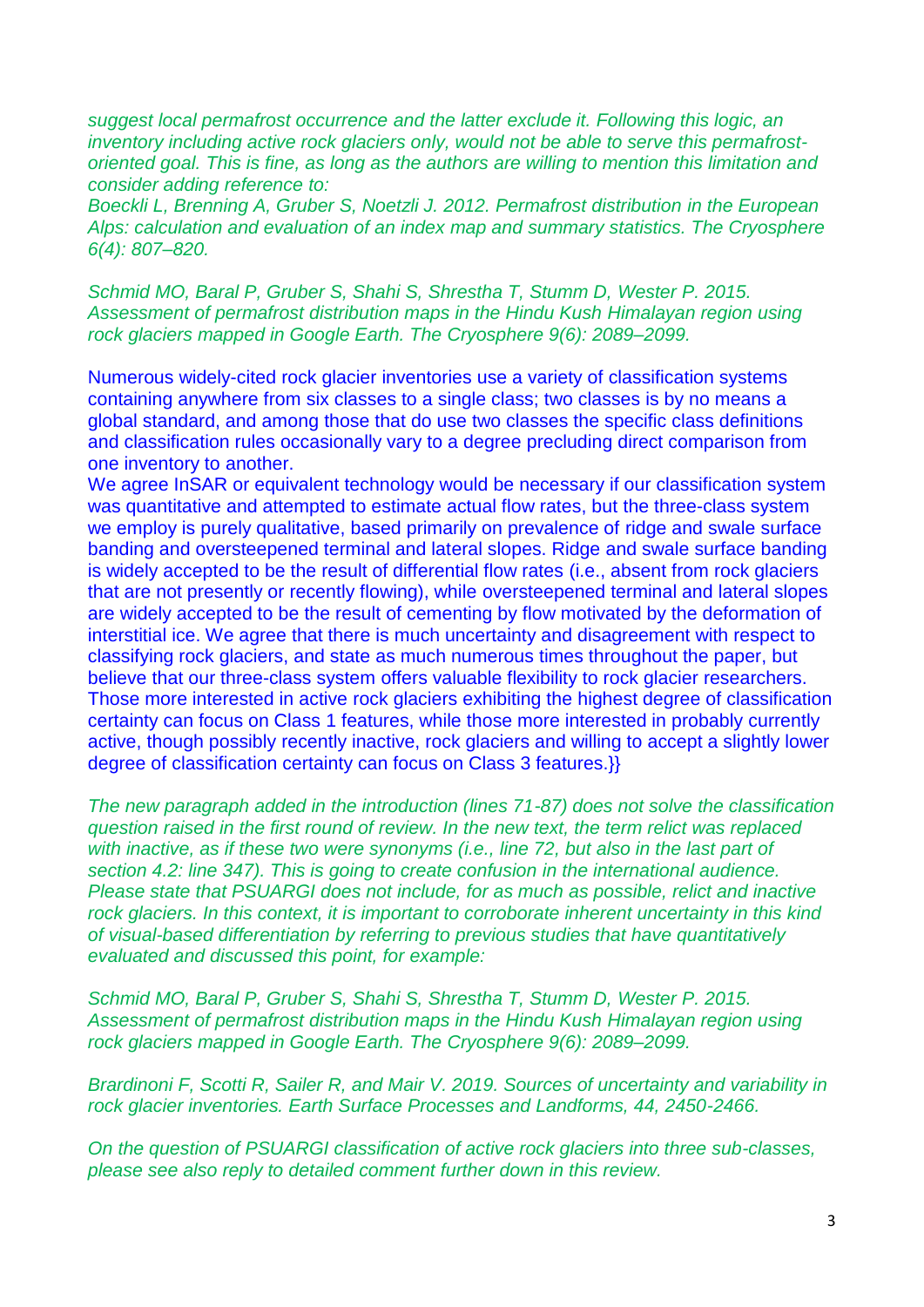*suggest local permafrost occurrence and the latter exclude it. Following this logic, an inventory including active rock glaciers only, would not be able to serve this permafrost-oriented goal. This is fine, as long as the authors are willing to mention this limitation and consider adding reference to:*

*Boeckli L, Brenning A, Gruber S, Noetzli J. 2012. Permafrost distribution in the European Alps: calculation and evaluation of an index map and summary statistics. The Cryosphere 6(4): 807–820.*

*Schmid MO, Baral P, Gruber S, Shahi S, Shrestha T, Stumm D, Wester P. 2015. Assessment of permafrost distribution maps in the Hindu Kush Himalayan region using rock glaciers mapped in Google Earth. The Cryosphere 9(6): 2089–2099.*

Numerous widely-cited rock glacier inventories use a variety of classification systems containing anywhere from six classes to a single class; two classes is by no means a global standard, and among those that do use two classes the specific class definitions and classification rules occasionally vary to a degree precluding direct comparison from one inventory to another.
We agree InSAR or equivalent technology would be necessary if our classification system was quantitative and attempted to estimate actual flow rates, but the three-class system we employ is purely qualitative, based primarily on prevalence of ridge and swale surface banding and oversteepened terminal and lateral slopes. Ridge and swale surface banding is widely accepted to be the result of differential flow rates (i.e., absent from rock glaciers that are not presently or recently flowing), while oversteepened terminal and lateral slopes are widely accepted to be the result of cementing by flow motivated by the deformation of interstitial ice. We agree that there is much uncertainty and disagreement with respect to classifying rock glaciers, and state as much numerous times throughout the paper, but believe that our three-class system offers valuable flexibility to rock glacier researchers. Those more interested in active rock glaciers exhibiting the highest degree of classification certainty can focus on Class 1 features, while those more interested in probably currently active, though possibly recently inactive, rock glaciers and willing to accept a slightly lower degree of classification certainty can focus on Class 3 features.}}

*The new paragraph added in the introduction (lines 71-87) does not solve the classification question raised in the first round of review. In the new text, the term relict was replaced with inactive, as if these two were synonyms (i.e., line 72, but also in the last part of section 4.2: line 347). This is going to create confusion in the international audience. Please state that PSUARGI does not include, for as much as possible, relict and inactive rock glaciers. In this context, it is important to corroborate inherent uncertainty in this kind of visual-based differentiation by referring to previous studies that have quantitatively evaluated and discussed this point, for example:*

*Schmid MO, Baral P, Gruber S, Shahi S, Shrestha T, Stumm D, Wester P. 2015. Assessment of permafrost distribution maps in the Hindu Kush Himalayan region using rock glaciers mapped in Google Earth. The Cryosphere 9(6): 2089–2099.*

*Brardinoni F, Scotti R, Sailer R, and Mair V. 2019. Sources of uncertainty and variability in rock glacier inventories. Earth Surface Processes and Landforms, 44, 2450-2466.*

*On the question of PSUARGI classification of active rock glaciers into three sub-classes, please see also reply to detailed comment further down in this review.*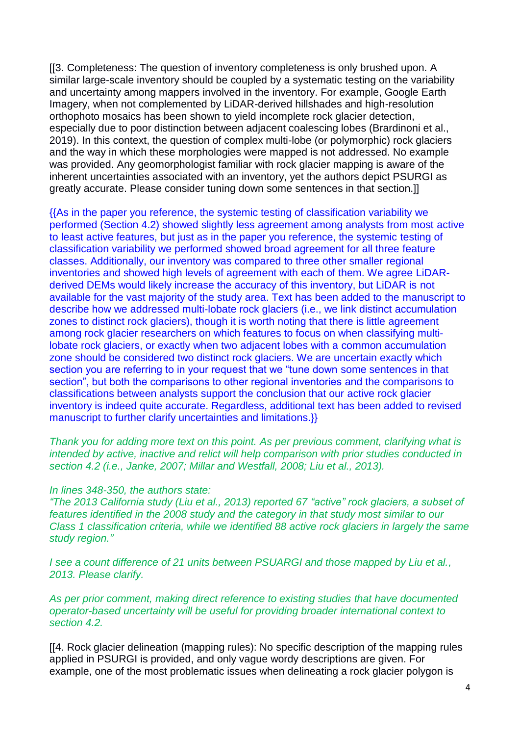[[3. Completeness: The question of inventory completeness is only brushed upon. A similar large-scale inventory should be coupled by a systematic testing on the variability and uncertainty among mappers involved in the inventory. For example, Google Earth Imagery, when not complemented by LiDAR-derived hillshades and high-resolution orthophoto mosaics has been shown to yield incomplete rock glacier detection, especially due to poor distinction between adjacent coalescing lobes (Brardinoni et al., 2019). In this context, the question of complex multi-lobe (or polymorphic) rock glaciers and the way in which these morphologies were mapped is not addressed. No example was provided. Any geomorphologist familiar with rock glacier mapping is aware of the inherent uncertainties associated with an inventory, yet the authors depict PSURGI as greatly accurate. Please consider tuning down some sentences in that section.]]

{{As in the paper you reference, the systemic testing of classification variability we performed (Section 4.2) showed slightly less agreement among analysts from most active to least active features, but just as in the paper you reference, the systemic testing of classification variability we performed showed broad agreement for all three feature classes. Additionally, our inventory was compared to three other smaller regional inventories and showed high levels of agreement with each of them. We agree LiDAR-derived DEMs would likely increase the accuracy of this inventory, but LiDAR is not available for the vast majority of the study area. Text has been added to the manuscript to describe how we addressed multi-lobate rock glaciers (i.e., we link distinct accumulation zones to distinct rock glaciers), though it is worth noting that there is little agreement among rock glacier researchers on which features to focus on when classifying multi-lobate rock glaciers, or exactly when two adjacent lobes with a common accumulation zone should be considered two distinct rock glaciers. We are uncertain exactly which section you are referring to in your request that we "tune down some sentences in that section", but both the comparisons to other regional inventories and the comparisons to classifications between analysts support the conclusion that our active rock glacier inventory is indeed quite accurate. Regardless, additional text has been added to revised manuscript to further clarify uncertainties and limitations.}}

*Thank you for adding more text on this point. As per previous comment, clarifying what is intended by active, inactive and relict will help comparison with prior studies conducted in section 4.2 (i.e., Janke, 2007; Millar and Westfall, 2008; Liu et al., 2013).*

*In lines 348-350, the authors state:*
*"The 2013 California study (Liu et al., 2013) reported 67 "active" rock glaciers, a subset of features identified in the 2008 study and the category in that study most similar to our Class 1 classification criteria, while we identified 88 active rock glaciers in largely the same study region."*

*I see a count difference of 21 units between PSUARGI and those mapped by Liu et al., 2013. Please clarify.*

*As per prior comment, making direct reference to existing studies that have documented operator-based uncertainty will be useful for providing broader international context to section 4.2.*

[[4. Rock glacier delineation (mapping rules): No specific description of the mapping rules applied in PSURGI is provided, and only vague wordy descriptions are given. For example, one of the most problematic issues when delineating a rock glacier polygon is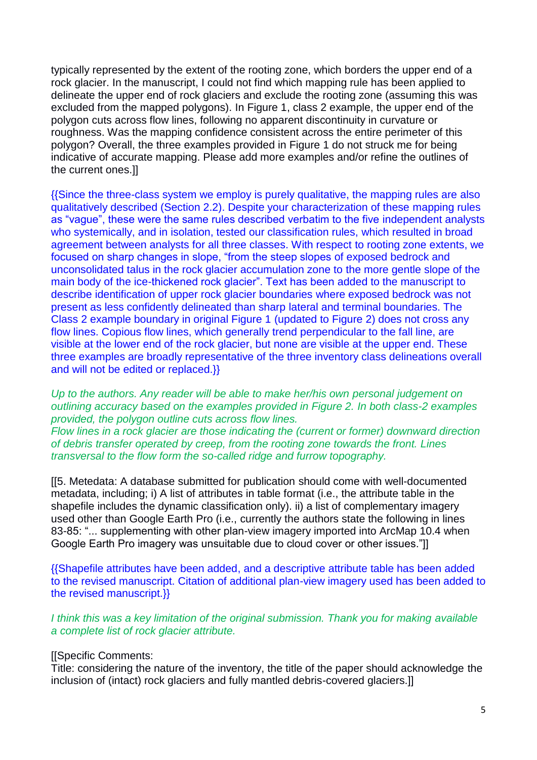typically represented by the extent of the rooting zone, which borders the upper end of a rock glacier. In the manuscript, I could not find which mapping rule has been applied to delineate the upper end of rock glaciers and exclude the rooting zone (assuming this was excluded from the mapped polygons). In Figure 1, class 2 example, the upper end of the polygon cuts across flow lines, following no apparent discontinuity in curvature or roughness. Was the mapping confidence consistent across the entire perimeter of this polygon? Overall, the three examples provided in Figure 1 do not struck me for being indicative of accurate mapping. Please add more examples and/or refine the outlines of the current ones.]]

{{Since the three-class system we employ is purely qualitative, the mapping rules are also qualitatively described (Section 2.2). Despite your characterization of these mapping rules as “vague”, these were the same rules described verbatim to the five independent analysts who systemically, and in isolation, tested our classification rules, which resulted in broad agreement between analysts for all three classes. With respect to rooting zone extents, we focused on sharp changes in slope, “from the steep slopes of exposed bedrock and unconsolidated talus in the rock glacier accumulation zone to the more gentle slope of the main body of the ice-thickened rock glacier”. Text has been added to the manuscript to describe identification of upper rock glacier boundaries where exposed bedrock was not present as less confidently delineated than sharp lateral and terminal boundaries. The Class 2 example boundary in original Figure 1 (updated to Figure 2) does not cross any flow lines. Copious flow lines, which generally trend perpendicular to the fall line, are visible at the lower end of the rock glacier, but none are visible at the upper end. These three examples are broadly representative of the three inventory class delineations overall and will not be edited or replaced.}}

*Up to the authors. Any reader will be able to make her/his own personal judgement on outlining accuracy based on the examples provided in Figure 2. In both class-2 examples provided, the polygon outline cuts across flow lines.*
*Flow lines in a rock glacier are those indicating the (current or former) downward direction of debris transfer operated by creep, from the rooting zone towards the front. Lines transversal to the flow form the so-called ridge and furrow topography.*

[[5. Metedata: A database submitted for publication should come with well-documented metadata, including; i) A list of attributes in table format (i.e., the attribute table in the shapefile includes the dynamic classification only). ii) a list of complementary imagery used other than Google Earth Pro (i.e., currently the authors state the following in lines 83-85: “... supplementing with other plan-view imagery imported into ArcMap 10.4 when Google Earth Pro imagery was unsuitable due to cloud cover or other issues.”]]

{{Shapefile attributes have been added, and a descriptive attribute table has been added to the revised manuscript. Citation of additional plan-view imagery used has been added to the revised manuscript.}}

*I think this was a key limitation of the original submission. Thank you for making available a complete list of rock glacier attribute.*

[[Specific Comments:
Title: considering the nature of the inventory, the title of the paper should acknowledge the inclusion of (intact) rock glaciers and fully mantled debris-covered glaciers.]]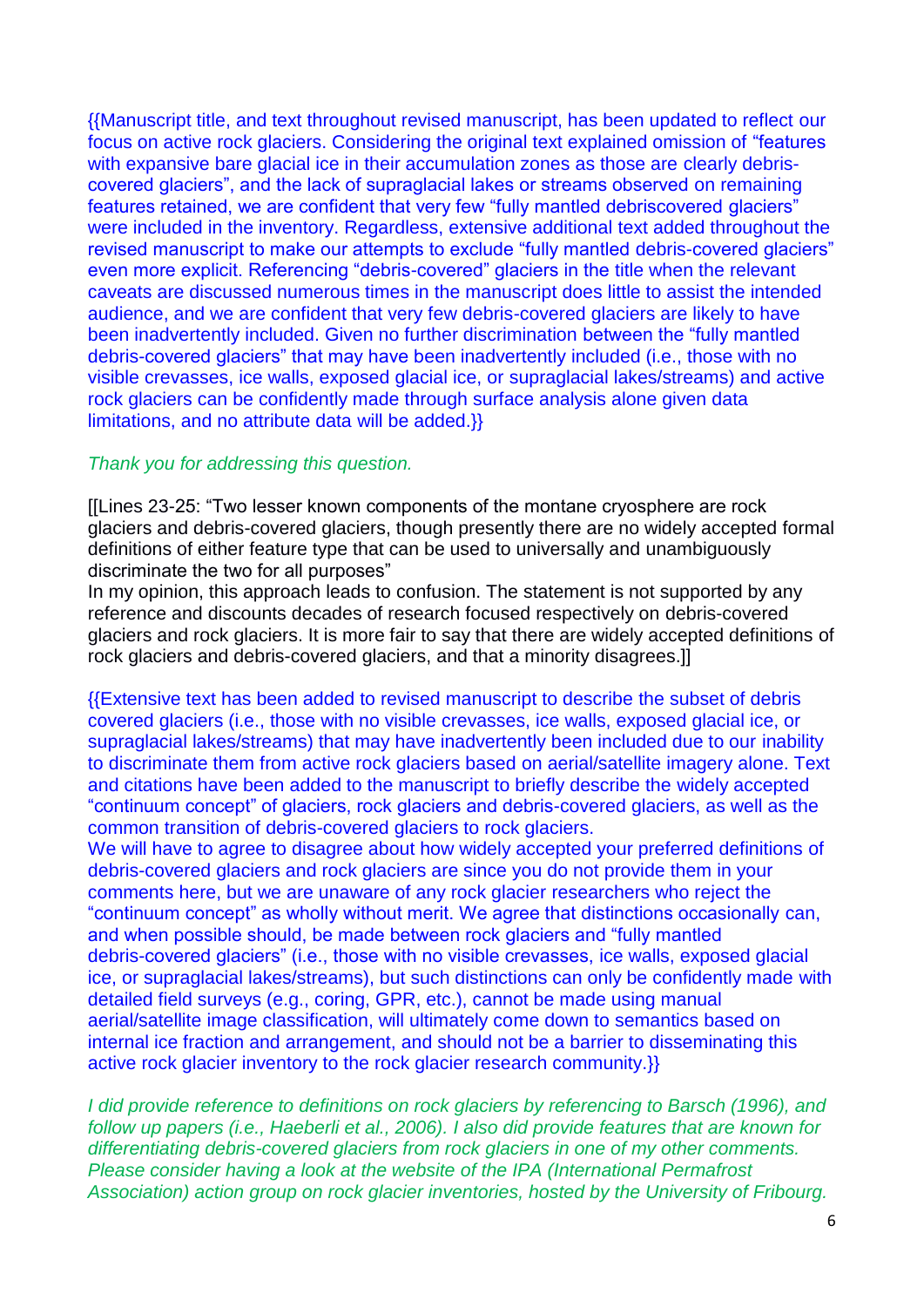{{Manuscript title, and text throughout revised manuscript, has been updated to reflect our focus on active rock glaciers. Considering the original text explained omission of "features with expansive bare glacial ice in their accumulation zones as those are clearly debris-covered glaciers", and the lack of supraglacial lakes or streams observed on remaining features retained, we are confident that very few "fully mantled debriscovered glaciers" were included in the inventory. Regardless, extensive additional text added throughout the revised manuscript to make our attempts to exclude "fully mantled debris-covered glaciers" even more explicit. Referencing "debris-covered" glaciers in the title when the relevant caveats are discussed numerous times in the manuscript does little to assist the intended audience, and we are confident that very few debris-covered glaciers are likely to have been inadvertently included. Given no further discrimination between the "fully mantled debris-covered glaciers" that may have been inadvertently included (i.e., those with no visible crevasses, ice walls, exposed glacial ice, or supraglacial lakes/streams) and active rock glaciers can be confidently made through surface analysis alone given data limitations, and no attribute data will be added.}}

*Thank you for addressing this question.*

[[Lines 23-25: "Two lesser known components of the montane cryosphere are rock glaciers and debris-covered glaciers, though presently there are no widely accepted formal definitions of either feature type that can be used to universally and unambiguously discriminate the two for all purposes"
In my opinion, this approach leads to confusion. The statement is not supported by any reference and discounts decades of research focused respectively on debris-covered glaciers and rock glaciers. It is more fair to say that there are widely accepted definitions of rock glaciers and debris-covered glaciers, and that a minority disagrees.]]

{{Extensive text has been added to revised manuscript to describe the subset of debris covered glaciers (i.e., those with no visible crevasses, ice walls, exposed glacial ice, or supraglacial lakes/streams) that may have inadvertently been included due to our inability to discriminate them from active rock glaciers based on aerial/satellite imagery alone. Text and citations have been added to the manuscript to briefly describe the widely accepted "continuum concept" of glaciers, rock glaciers and debris-covered glaciers, as well as the common transition of debris-covered glaciers to rock glaciers.
We will have to agree to disagree about how widely accepted your preferred definitions of debris-covered glaciers and rock glaciers are since you do not provide them in your comments here, but we are unaware of any rock glacier researchers who reject the "continuum concept" as wholly without merit. We agree that distinctions occasionally can, and when possible should, be made between rock glaciers and "fully mantled debris-covered glaciers" (i.e., those with no visible crevasses, ice walls, exposed glacial ice, or supraglacial lakes/streams), but such distinctions can only be confidently made with detailed field surveys (e.g., coring, GPR, etc.), cannot be made using manual aerial/satellite image classification, will ultimately come down to semantics based on internal ice fraction and arrangement, and should not be a barrier to disseminating this active rock glacier inventory to the rock glacier research community.}}

*I did provide reference to definitions on rock glaciers by referencing to Barsch (1996), and follow up papers (i.e., Haeberli et al., 2006). I also did provide features that are known for differentiating debris-covered glaciers from rock glaciers in one of my other comments. Please consider having a look at the website of the IPA (International Permafrost Association) action group on rock glacier inventories, hosted by the University of Fribourg.*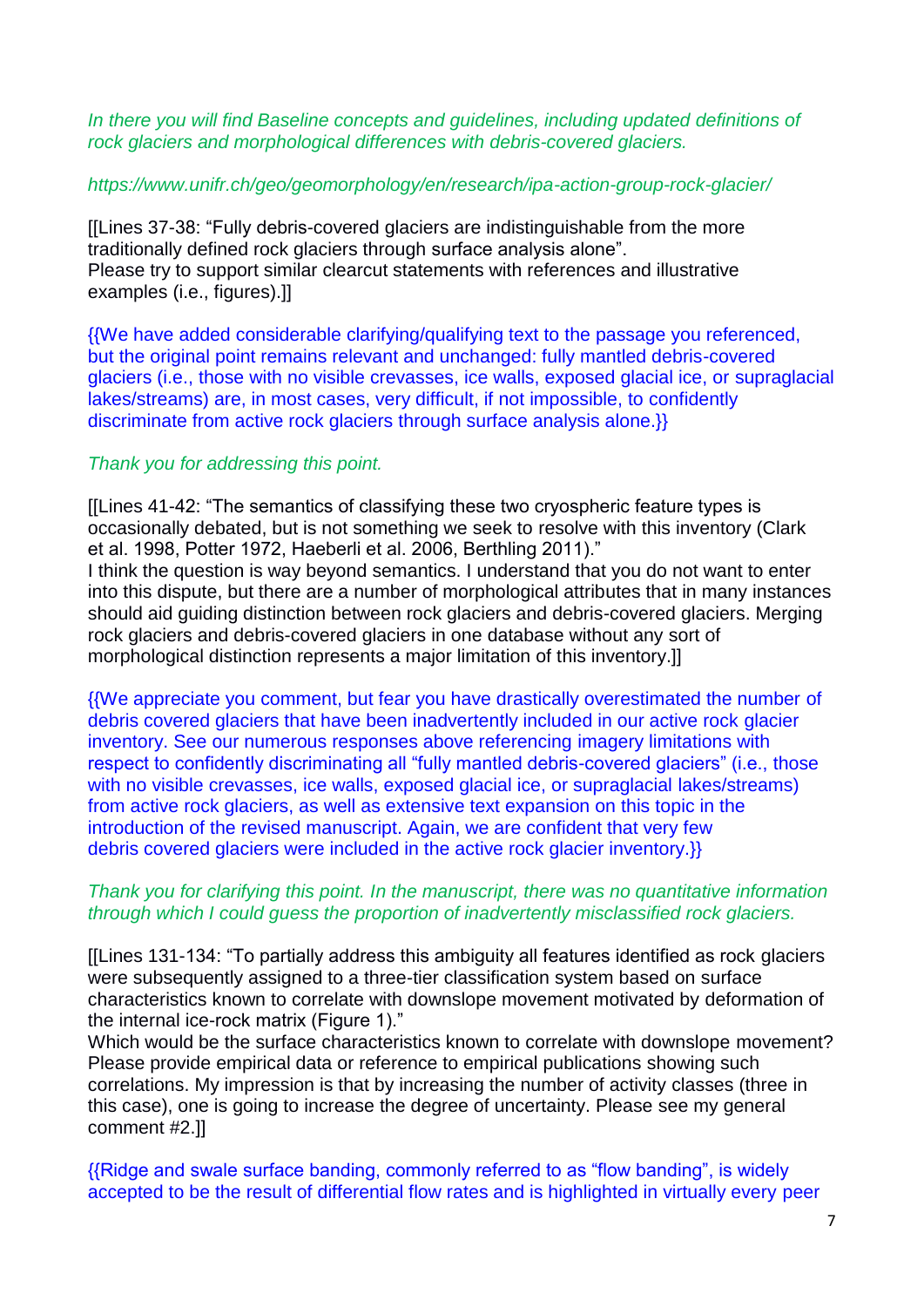*In there you will find Baseline concepts and guidelines, including updated definitions of rock glaciers and morphological differences with debris-covered glaciers.*

*https://www.unifr.ch/geo/geomorphology/en/research/ipa-action-group-rock-glacier/*

[[Lines 37-38: "Fully debris-covered glaciers are indistinguishable from the more traditionally defined rock glaciers through surface analysis alone".
Please try to support similar clearcut statements with references and illustrative examples (i.e., figures).]]

{{We have added considerable clarifying/qualifying text to the passage you referenced, but the original point remains relevant and unchanged: fully mantled debris-covered glaciers (i.e., those with no visible crevasses, ice walls, exposed glacial ice, or supraglacial lakes/streams) are, in most cases, very difficult, if not impossible, to confidently discriminate from active rock glaciers through surface analysis alone.}}

*Thank you for addressing this point.*

[[Lines 41-42: "The semantics of classifying these two cryospheric feature types is occasionally debated, but is not something we seek to resolve with this inventory (Clark et al. 1998, Potter 1972, Haeberli et al. 2006, Berthling 2011)."
I think the question is way beyond semantics. I understand that you do not want to enter into this dispute, but there are a number of morphological attributes that in many instances should aid guiding distinction between rock glaciers and debris-covered glaciers. Merging rock glaciers and debris-covered glaciers in one database without any sort of morphological distinction represents a major limitation of this inventory.]]

{{We appreciate you comment, but fear you have drastically overestimated the number of debris covered glaciers that have been inadvertently included in our active rock glacier inventory. See our numerous responses above referencing imagery limitations with respect to confidently discriminating all "fully mantled debris-covered glaciers" (i.e., those with no visible crevasses, ice walls, exposed glacial ice, or supraglacial lakes/streams) from active rock glaciers, as well as extensive text expansion on this topic in the introduction of the revised manuscript. Again, we are confident that very few debris covered glaciers were included in the active rock glacier inventory.}}

*Thank you for clarifying this point. In the manuscript, there was no quantitative information through which I could guess the proportion of inadvertently misclassified rock glaciers.*

[[Lines 131-134: "To partially address this ambiguity all features identified as rock glaciers were subsequently assigned to a three-tier classification system based on surface characteristics known to correlate with downslope movement motivated by deformation of the internal ice-rock matrix (Figure 1)."
Which would be the surface characteristics known to correlate with downslope movement? Please provide empirical data or reference to empirical publications showing such correlations. My impression is that by increasing the number of activity classes (three in this case), one is going to increase the degree of uncertainty. Please see my general comment #2.]]

{{Ridge and swale surface banding, commonly referred to as "flow banding", is widely accepted to be the result of differential flow rates and is highlighted in virtually every peer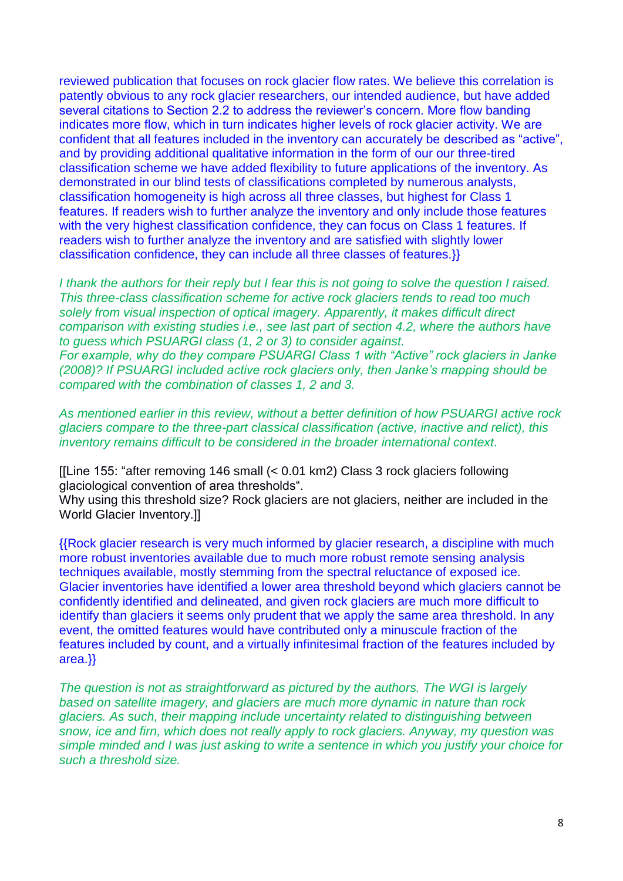reviewed publication that focuses on rock glacier flow rates. We believe this correlation is patently obvious to any rock glacier researchers, our intended audience, but have added several citations to Section 2.2 to address the reviewer's concern. More flow banding indicates more flow, which in turn indicates higher levels of rock glacier activity. We are confident that all features included in the inventory can accurately be described as "active", and by providing additional qualitative information in the form of our our three-tired classification scheme we have added flexibility to future applications of the inventory. As demonstrated in our blind tests of classifications completed by numerous analysts, classification homogeneity is high across all three classes, but highest for Class 1 features. If readers wish to further analyze the inventory and only include those features with the very highest classification confidence, they can focus on Class 1 features. If readers wish to further analyze the inventory and are satisfied with slightly lower classification confidence, they can include all three classes of features.}}

*I thank the authors for their reply but I fear this is not going to solve the question I raised. This three-class classification scheme for active rock glaciers tends to read too much solely from visual inspection of optical imagery. Apparently, it makes difficult direct comparison with existing studies i.e., see last part of section 4.2, where the authors have to guess which PSUARGI class (1, 2 or 3) to consider against.*
*For example, why do they compare PSUARGI Class 1 with "Active" rock glaciers in Janke (2008)? If PSUARGI included active rock glaciers only, then Janke's mapping should be compared with the combination of classes 1, 2 and 3.*

*As mentioned earlier in this review, without a better definition of how PSUARGI active rock glaciers compare to the three-part classical classification (active, inactive and relict), this inventory remains difficult to be considered in the broader international context.*

[[Line 155: "after removing 146 small (< 0.01 km2) Class 3 rock glaciers following glaciological convention of area thresholds".
Why using this threshold size? Rock glaciers are not glaciers, neither are included in the World Glacier Inventory.]]

{{Rock glacier research is very much informed by glacier research, a discipline with much more robust inventories available due to much more robust remote sensing analysis techniques available, mostly stemming from the spectral reluctance of exposed ice. Glacier inventories have identified a lower area threshold beyond which glaciers cannot be confidently identified and delineated, and given rock glaciers are much more difficult to identify than glaciers it seems only prudent that we apply the same area threshold. In any event, the omitted features would have contributed only a minuscule fraction of the features included by count, and a virtually infinitesimal fraction of the features included by area.}}

*The question is not as straightforward as pictured by the authors. The WGI is largely based on satellite imagery, and glaciers are much more dynamic in nature than rock glaciers. As such, their mapping include uncertainty related to distinguishing between snow, ice and firn, which does not really apply to rock glaciers. Anyway, my question was simple minded and I was just asking to write a sentence in which you justify your choice for such a threshold size.*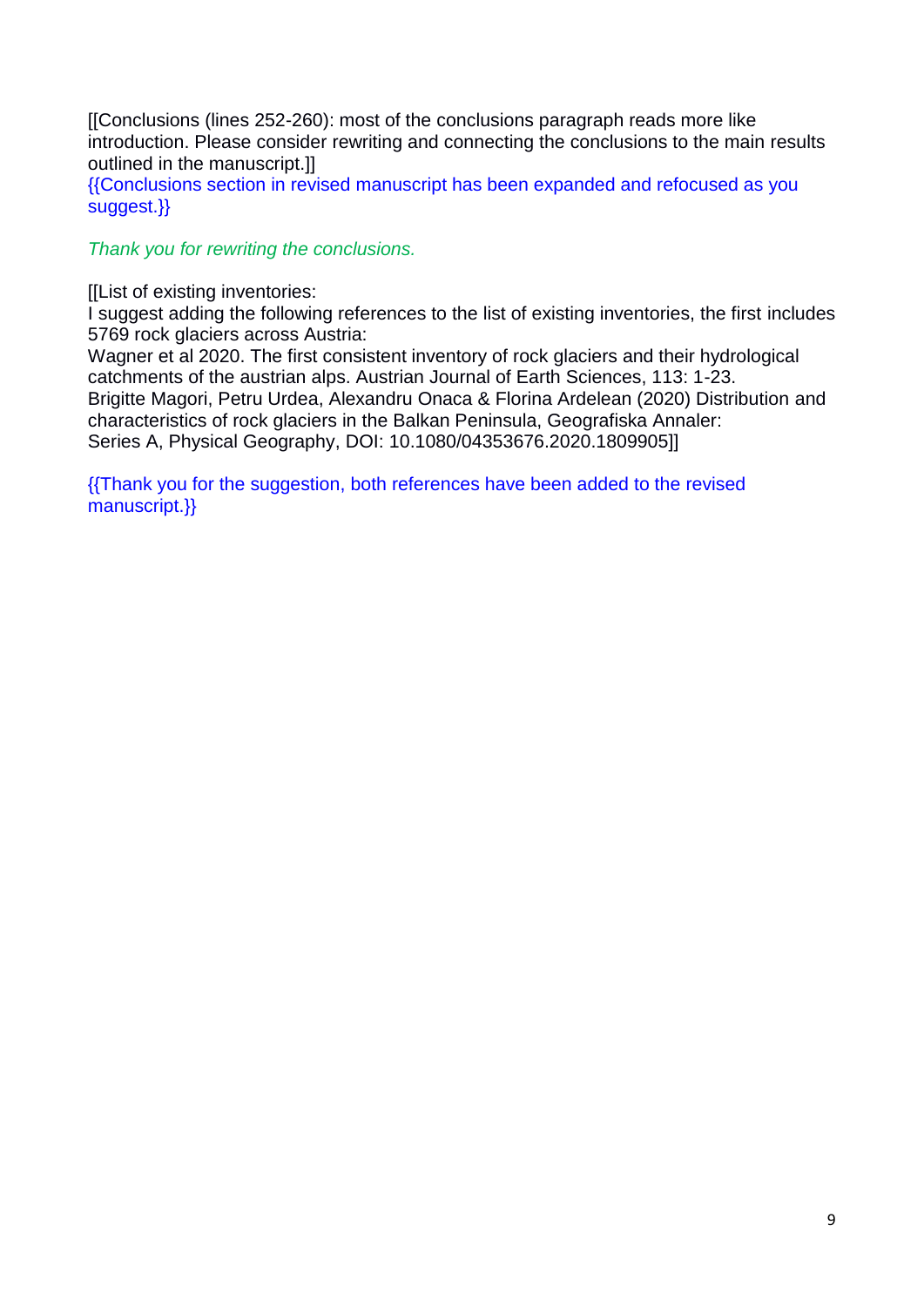[[Conclusions (lines 252-260): most of the conclusions paragraph reads more like introduction. Please consider rewriting and connecting the conclusions to the main results outlined in the manuscript.]]

{{Conclusions section in revised manuscript has been expanded and refocused as you suggest.}}

*Thank you for rewriting the conclusions.*

[[List of existing inventories:
I suggest adding the following references to the list of existing inventories, the first includes 5769 rock glaciers across Austria:
Wagner et al 2020. The first consistent inventory of rock glaciers and their hydrological catchments of the austrian alps. Austrian Journal of Earth Sciences, 113: 1-23.
Brigitte Magori, Petru Urdea, Alexandru Onaca & Florina Ardelean (2020) Distribution and characteristics of rock glaciers in the Balkan Peninsula, Geografiska Annaler: Series A, Physical Geography, DOI: 10.1080/04353676.2020.1809905]]

{{Thank you for the suggestion, both references have been added to the revised manuscript.}}